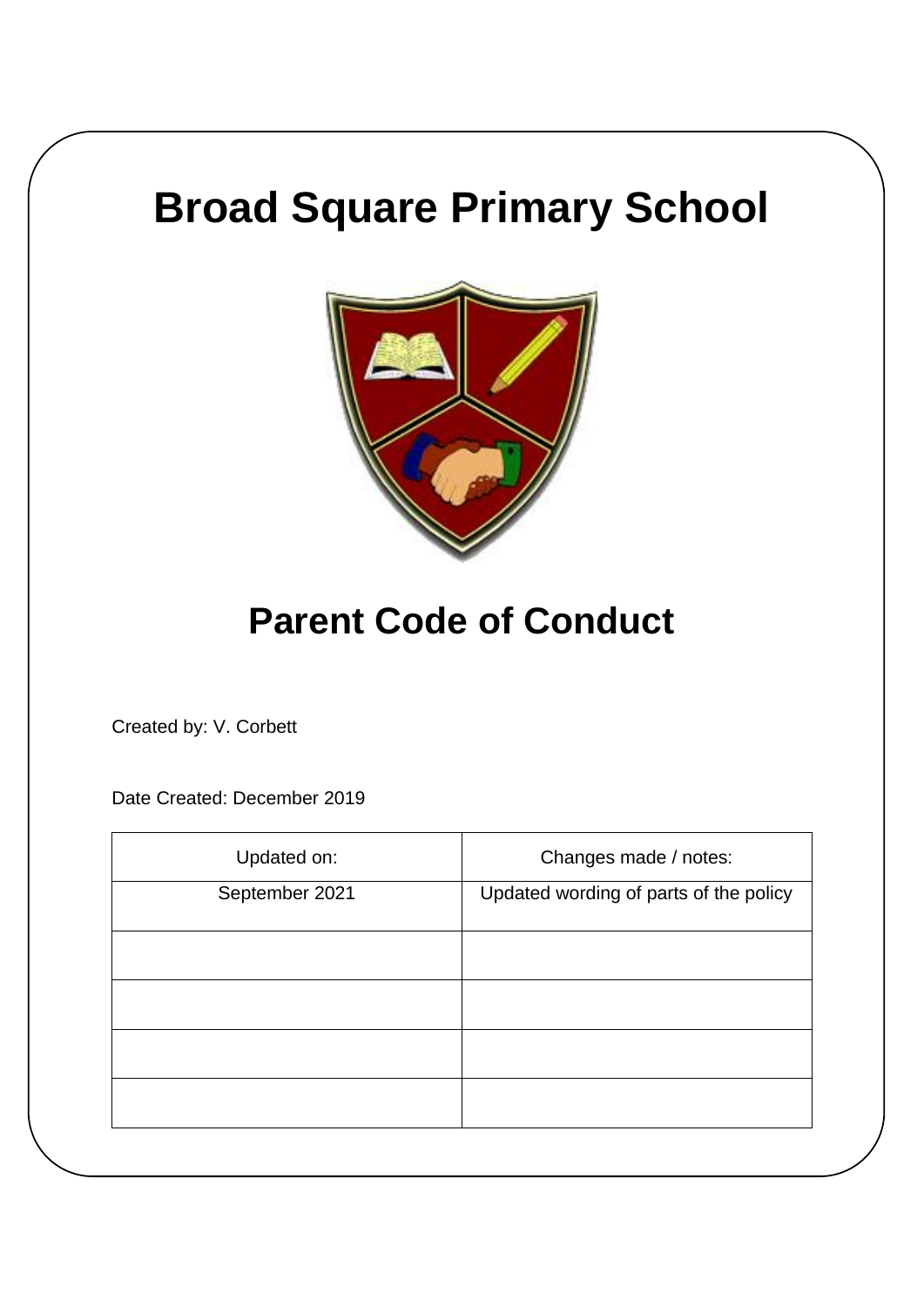# Broad Square Primary School

## Parent Code of Conduct

Created by: V. Corbett

Date Created: December 2019

| Updated on: | Changes made / notes: |
|---|---|
| September 2021 | Updated wording of parts of the policy |
| | |
| | |
| | |
| | |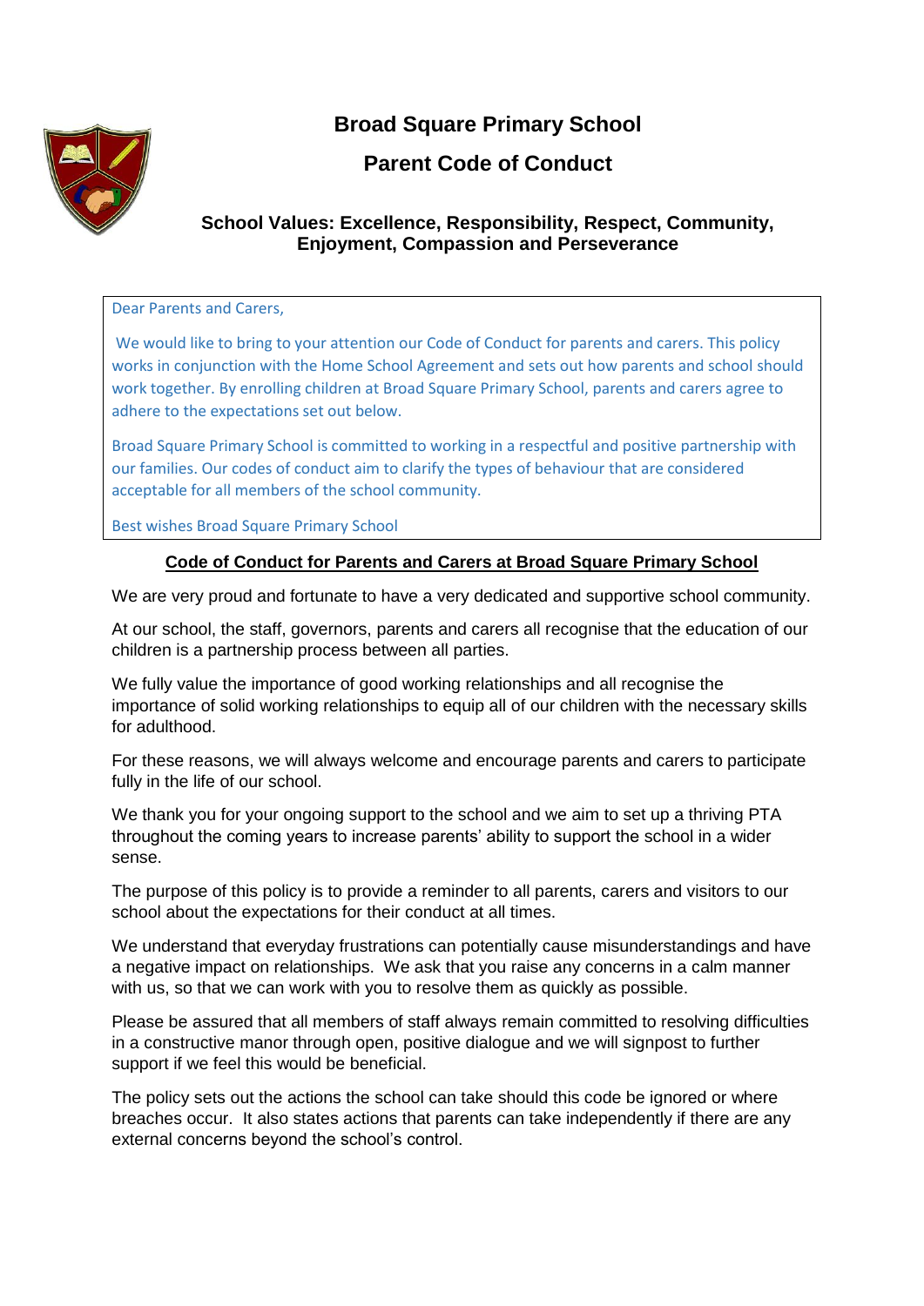# Broad Square Primary School

## Parent Code of Conduct

### School Values: Excellence, Responsibility, Respect, Community, Enjoyment, Compassion and Perseverance

Dear Parents and Carers,

We would like to bring to your attention our Code of Conduct for parents and carers. This policy works in conjunction with the Home School Agreement and sets out how parents and school should work together. By enrolling children at Broad Square Primary School, parents and carers agree to adhere to the expectations set out below.

Broad Square Primary School is committed to working in a respectful and positive partnership with our families. Our codes of conduct aim to clarify the types of behaviour that are considered acceptable for all members of the school community.

Best wishes Broad Square Primary School

**Code of Conduct for Parents and Carers at Broad Square Primary School**

We are very proud and fortunate to have a very dedicated and supportive school community.

At our school, the staff, governors, parents and carers all recognise that the education of our children is a partnership process between all parties.

We fully value the importance of good working relationships and all recognise the importance of solid working relationships to equip all of our children with the necessary skills for adulthood.

For these reasons, we will always welcome and encourage parents and carers to participate fully in the life of our school.

We thank you for your ongoing support to the school and we aim to set up a thriving PTA throughout the coming years to increase parents' ability to support the school in a wider sense.

The purpose of this policy is to provide a reminder to all parents, carers and visitors to our school about the expectations for their conduct at all times.

We understand that everyday frustrations can potentially cause misunderstandings and have a negative impact on relationships. We ask that you raise any concerns in a calm manner with us, so that we can work with you to resolve them as quickly as possible.

Please be assured that all members of staff always remain committed to resolving difficulties in a constructive manor through open, positive dialogue and we will signpost to further support if we feel this would be beneficial.

The policy sets out the actions the school can take should this code be ignored or where breaches occur. It also states actions that parents can take independently if there are any external concerns beyond the school's control.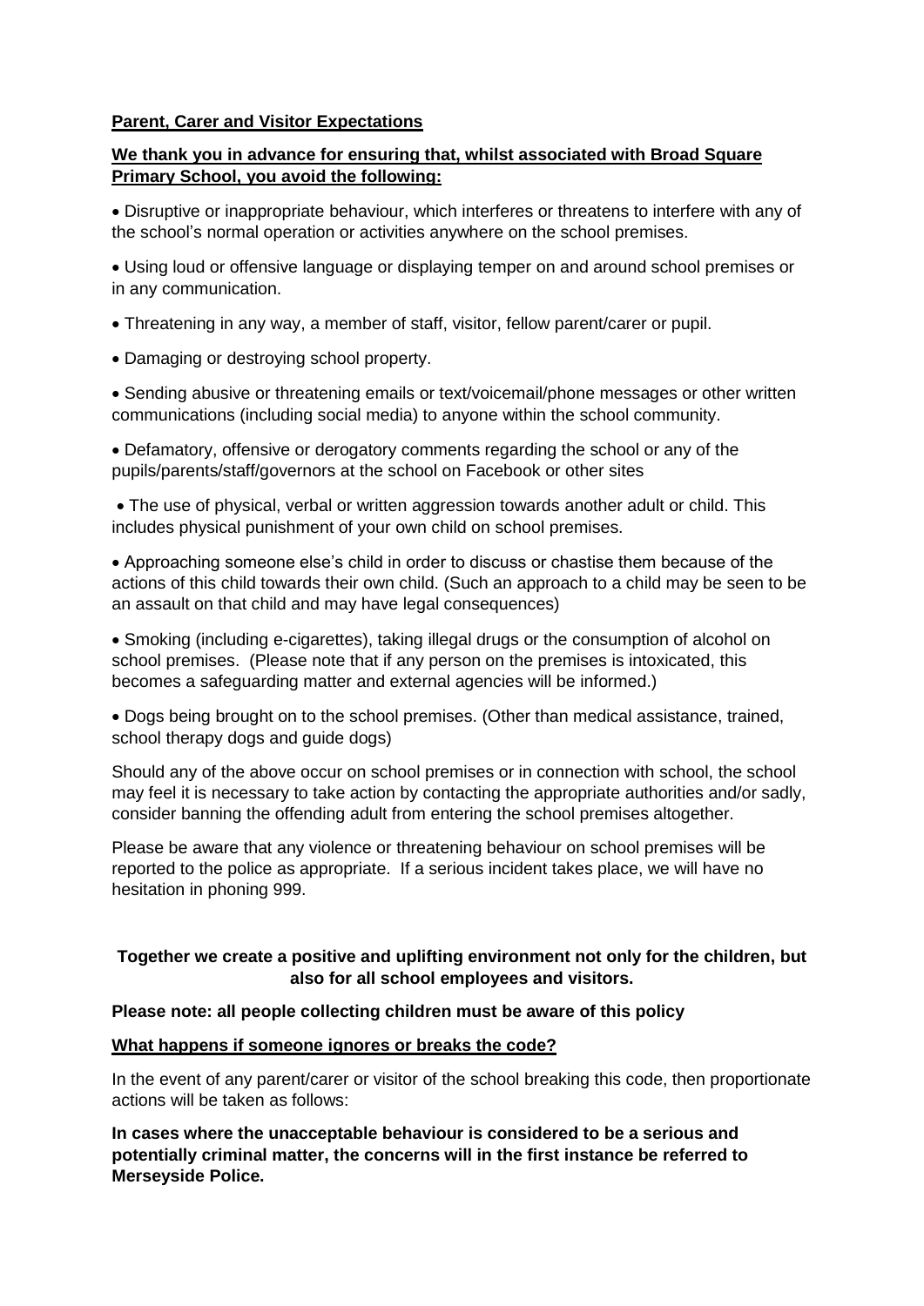**Parent, Carer and Visitor Expectations**

**We thank you in advance for ensuring that, whilst associated with Broad Square Primary School, you avoid the following:**

- Disruptive or inappropriate behaviour, which interferes or threatens to interfere with any of the school's normal operation or activities anywhere on the school premises.
- Using loud or offensive language or displaying temper on and around school premises or in any communication.
- Threatening in any way, a member of staff, visitor, fellow parent/carer or pupil.
- Damaging or destroying school property.
- Sending abusive or threatening emails or text/voicemail/phone messages or other written communications (including social media) to anyone within the school community.
- Defamatory, offensive or derogatory comments regarding the school or any of the pupils/parents/staff/governors at the school on Facebook or other sites
- The use of physical, verbal or written aggression towards another adult or child. This includes physical punishment of your own child on school premises.
- Approaching someone else's child in order to discuss or chastise them because of the actions of this child towards their own child. (Such an approach to a child may be seen to be an assault on that child and may have legal consequences)
- Smoking (including e-cigarettes), taking illegal drugs or the consumption of alcohol on school premises. (Please note that if any person on the premises is intoxicated, this becomes a safeguarding matter and external agencies will be informed.)
- Dogs being brought on to the school premises. (Other than medical assistance, trained, school therapy dogs and guide dogs)

Should any of the above occur on school premises or in connection with school, the school may feel it is necessary to take action by contacting the appropriate authorities and/or sadly, consider banning the offending adult from entering the school premises altogether.

Please be aware that any violence or threatening behaviour on school premises will be reported to the police as appropriate. If a serious incident takes place, we will have no hesitation in phoning 999.

**Together we create a positive and uplifting environment not only for the children, but also for all school employees and visitors.**

**Please note: all people collecting children must be aware of this policy**

**What happens if someone ignores or breaks the code?**

In the event of any parent/carer or visitor of the school breaking this code, then proportionate actions will be taken as follows:

**In cases where the unacceptable behaviour is considered to be a serious and potentially criminal matter, the concerns will in the first instance be referred to Merseyside Police.**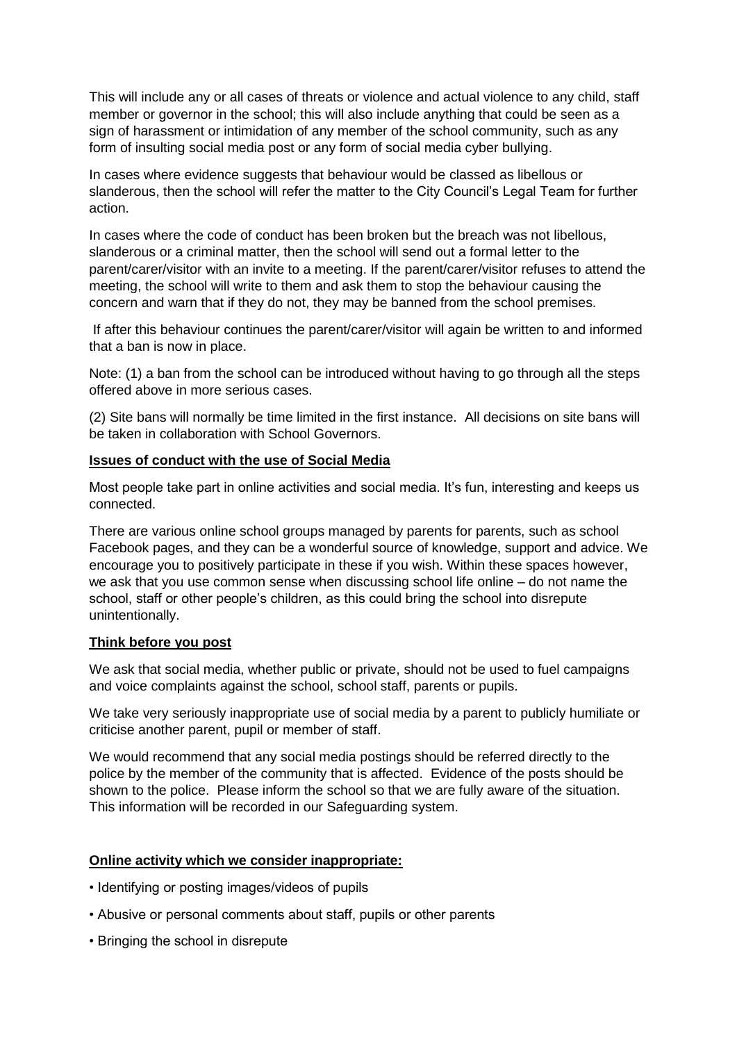This will include any or all cases of threats or violence and actual violence to any child, staff member or governor in the school; this will also include anything that could be seen as a sign of harassment or intimidation of any member of the school community, such as any form of insulting social media post or any form of social media cyber bullying.

In cases where evidence suggests that behaviour would be classed as libellous or slanderous, then the school will refer the matter to the City Council's Legal Team for further action.

In cases where the code of conduct has been broken but the breach was not libellous, slanderous or a criminal matter, then the school will send out a formal letter to the parent/carer/visitor with an invite to a meeting. If the parent/carer/visitor refuses to attend the meeting, the school will write to them and ask them to stop the behaviour causing the concern and warn that if they do not, they may be banned from the school premises.

If after this behaviour continues the parent/carer/visitor will again be written to and informed that a ban is now in place.

Note: (1) a ban from the school can be introduced without having to go through all the steps offered above in more serious cases.

(2) Site bans will normally be time limited in the first instance. All decisions on site bans will be taken in collaboration with School Governors.

**Issues of conduct with the use of Social Media**

Most people take part in online activities and social media. It's fun, interesting and keeps us connected.

There are various online school groups managed by parents for parents, such as school Facebook pages, and they can be a wonderful source of knowledge, support and advice. We encourage you to positively participate in these if you wish. Within these spaces however, we ask that you use common sense when discussing school life online – do not name the school, staff or other people's children, as this could bring the school into disrepute unintentionally.

**Think before you post**

We ask that social media, whether public or private, should not be used to fuel campaigns and voice complaints against the school, school staff, parents or pupils.

We take very seriously inappropriate use of social media by a parent to publicly humiliate or criticise another parent, pupil or member of staff.

We would recommend that any social media postings should be referred directly to the police by the member of the community that is affected. Evidence of the posts should be shown to the police. Please inform the school so that we are fully aware of the situation. This information will be recorded in our Safeguarding system.

**Online activity which we consider inappropriate:**

- Identifying or posting images/videos of pupils
- Abusive or personal comments about staff, pupils or other parents
- Bringing the school in disrepute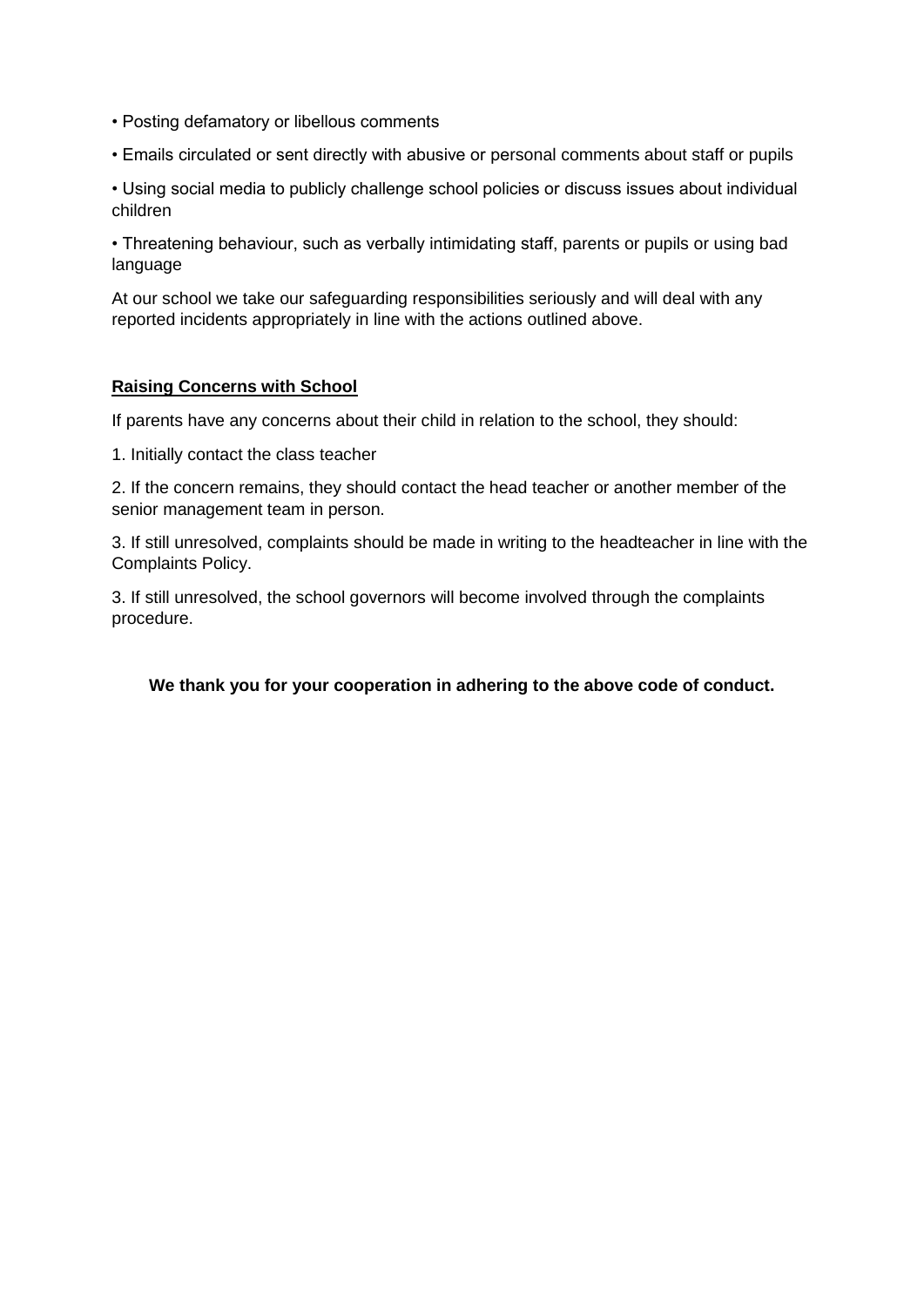- Posting defamatory or libellous comments
- Emails circulated or sent directly with abusive or personal comments about staff or pupils
- Using social media to publicly challenge school policies or discuss issues about individual children
- Threatening behaviour, such as verbally intimidating staff, parents or pupils or using bad language

At our school we take our safeguarding responsibilities seriously and will deal with any reported incidents appropriately in line with the actions outlined above.

**<u>Raising Concerns with School</u>**

If parents have any concerns about their child in relation to the school, they should:

1. Initially contact the class teacher

2. If the concern remains, they should contact the head teacher or another member of the senior management team in person.

3. If still unresolved, complaints should be made in writing to the headteacher in line with the Complaints Policy.

3. If still unresolved, the school governors will become involved through the complaints procedure.

**We thank you for your cooperation in adhering to the above code of conduct.**